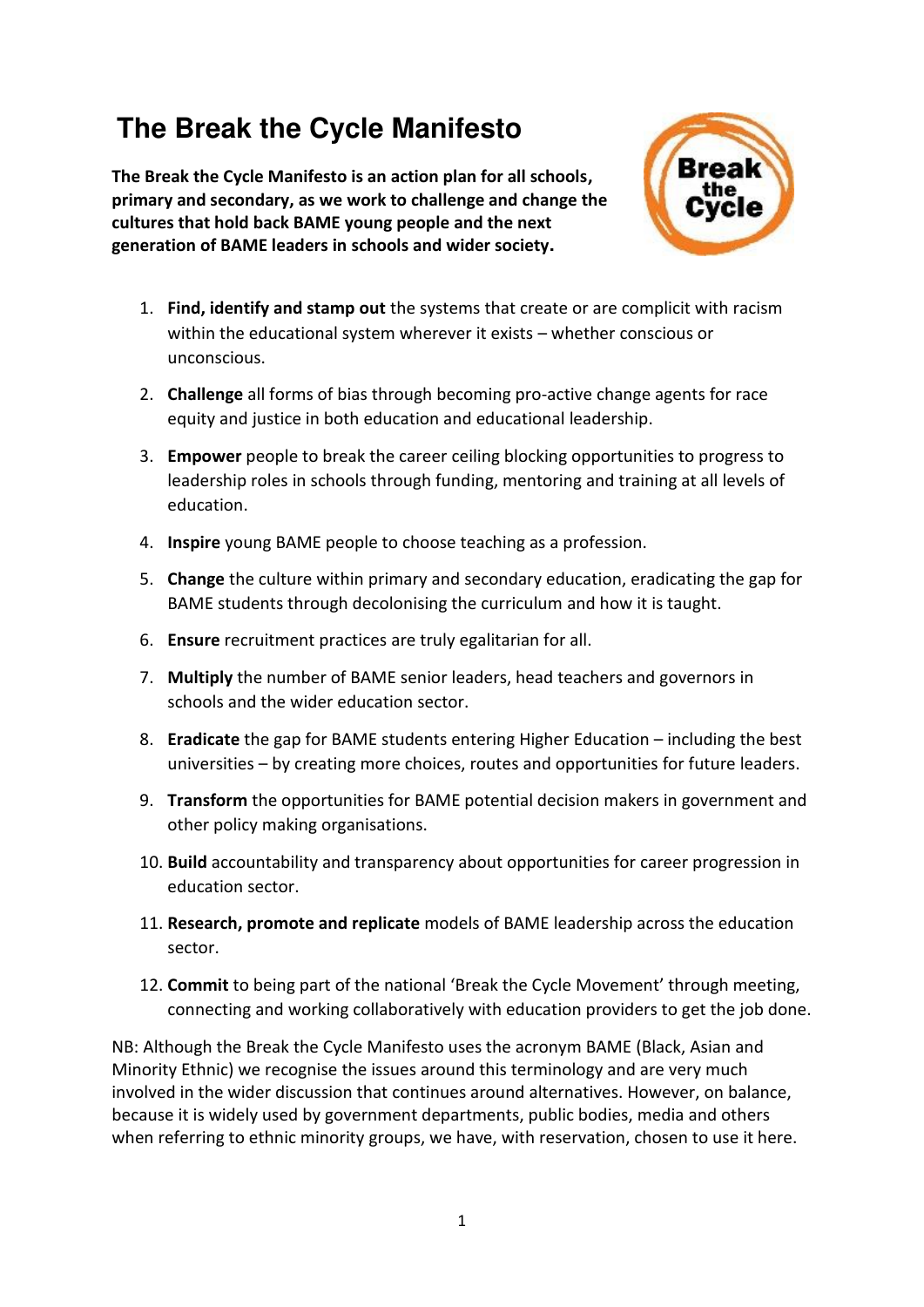# The Break the Cycle Manifesto

**The Break the Cycle Manifesto is an action plan for all schools, primary and secondary, as we work to challenge and change the cultures that hold back BAME young people and the next generation of BAME leaders in schools and wider society.**

1. **Find, identify and stamp out** the systems that create or are complicit with racism within the educational system wherever it exists – whether conscious or unconscious.
2. **Challenge** all forms of bias through becoming pro-active change agents for race equity and justice in both education and educational leadership.
3. **Empower** people to break the career ceiling blocking opportunities to progress to leadership roles in schools through funding, mentoring and training at all levels of education.
4. **Inspire** young BAME people to choose teaching as a profession.
5. **Change** the culture within primary and secondary education, eradicating the gap for BAME students through decolonising the curriculum and how it is taught.
6. **Ensure** recruitment practices are truly egalitarian for all.
7. **Multiply** the number of BAME senior leaders, head teachers and governors in schools and the wider education sector.
8. **Eradicate** the gap for BAME students entering Higher Education – including the best universities – by creating more choices, routes and opportunities for future leaders.
9. **Transform** the opportunities for BAME potential decision makers in government and other policy making organisations.
10. **Build** accountability and transparency about opportunities for career progression in education sector.
11. **Research, promote and replicate** models of BAME leadership across the education sector.
12. **Commit** to being part of the national 'Break the Cycle Movement' through meeting, connecting and working collaboratively with education providers to get the job done.

NB: Although the Break the Cycle Manifesto uses the acronym BAME (Black, Asian and Minority Ethnic) we recognise the issues around this terminology and are very much involved in the wider discussion that continues around alternatives. However, on balance, because it is widely used by government departments, public bodies, media and others when referring to ethnic minority groups, we have, with reservation, chosen to use it here.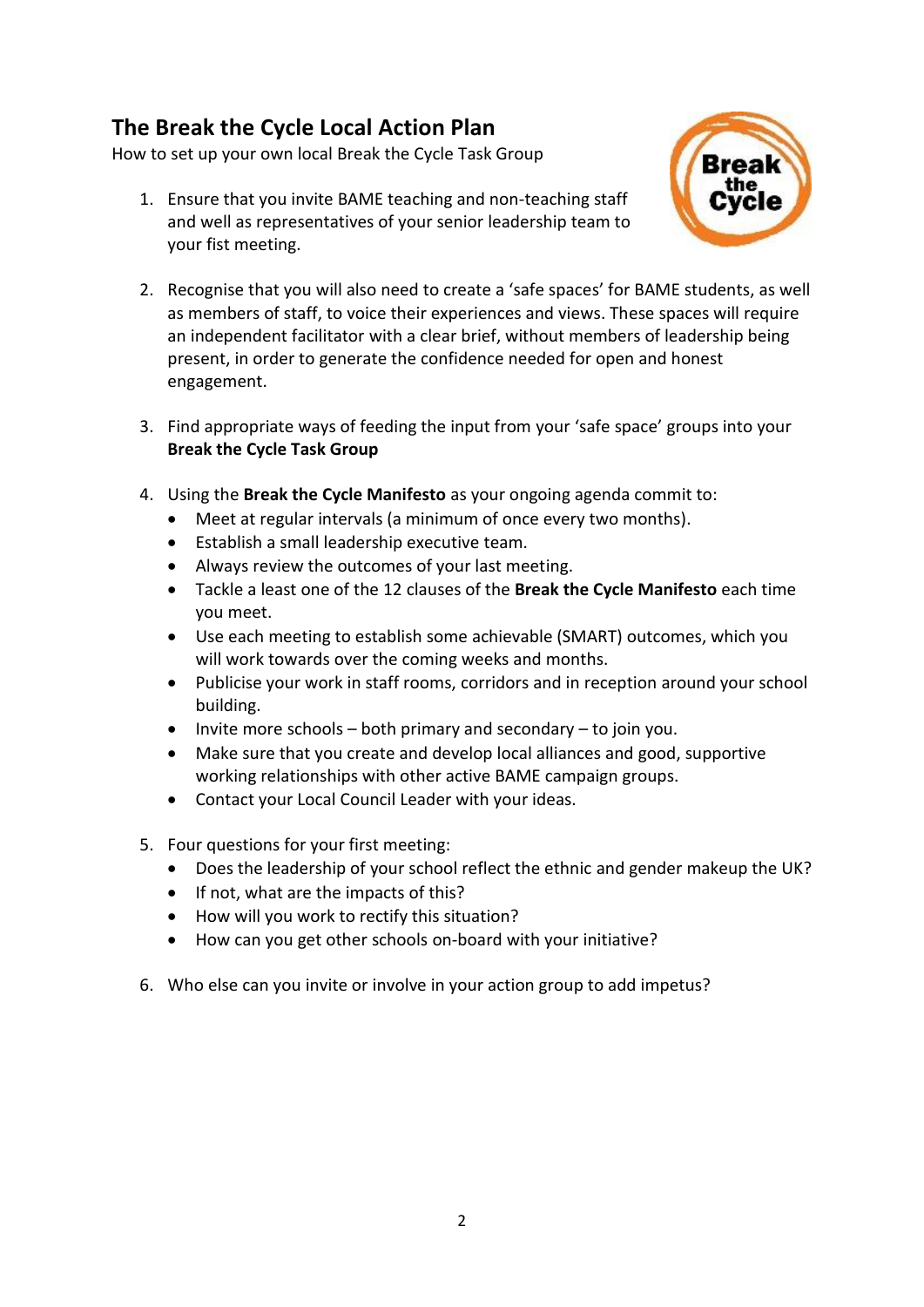## The Break the Cycle Local Action Plan

How to set up your own local Break the Cycle Task Group

1. Ensure that you invite BAME teaching and non-teaching staff and well as representatives of your senior leadership team to your fist meeting.

2. Recognise that you will also need to create a 'safe spaces' for BAME students, as well as members of staff, to voice their experiences and views. These spaces will require an independent facilitator with a clear brief, without members of leadership being present, in order to generate the confidence needed for open and honest engagement.

3. Find appropriate ways of feeding the input from your 'safe space' groups into your **Break the Cycle Task Group**

4. Using the **Break the Cycle Manifesto** as your ongoing agenda commit to:
   - Meet at regular intervals (a minimum of once every two months).
   - Establish a small leadership executive team.
   - Always review the outcomes of your last meeting.
   - Tackle a least one of the 12 clauses of the **Break the Cycle Manifesto** each time you meet.
   - Use each meeting to establish some achievable (SMART) outcomes, which you will work towards over the coming weeks and months.
   - Publicise your work in staff rooms, corridors and in reception around your school building.
   - Invite more schools – both primary and secondary – to join you.
   - Make sure that you create and develop local alliances and good, supportive working relationships with other active BAME campaign groups.
   - Contact your Local Council Leader with your ideas.

5. Four questions for your first meeting:
   - Does the leadership of your school reflect the ethnic and gender makeup the UK?
   - If not, what are the impacts of this?
   - How will you work to rectify this situation?
   - How can you get other schools on-board with your initiative?

6. Who else can you invite or involve in your action group to add impetus?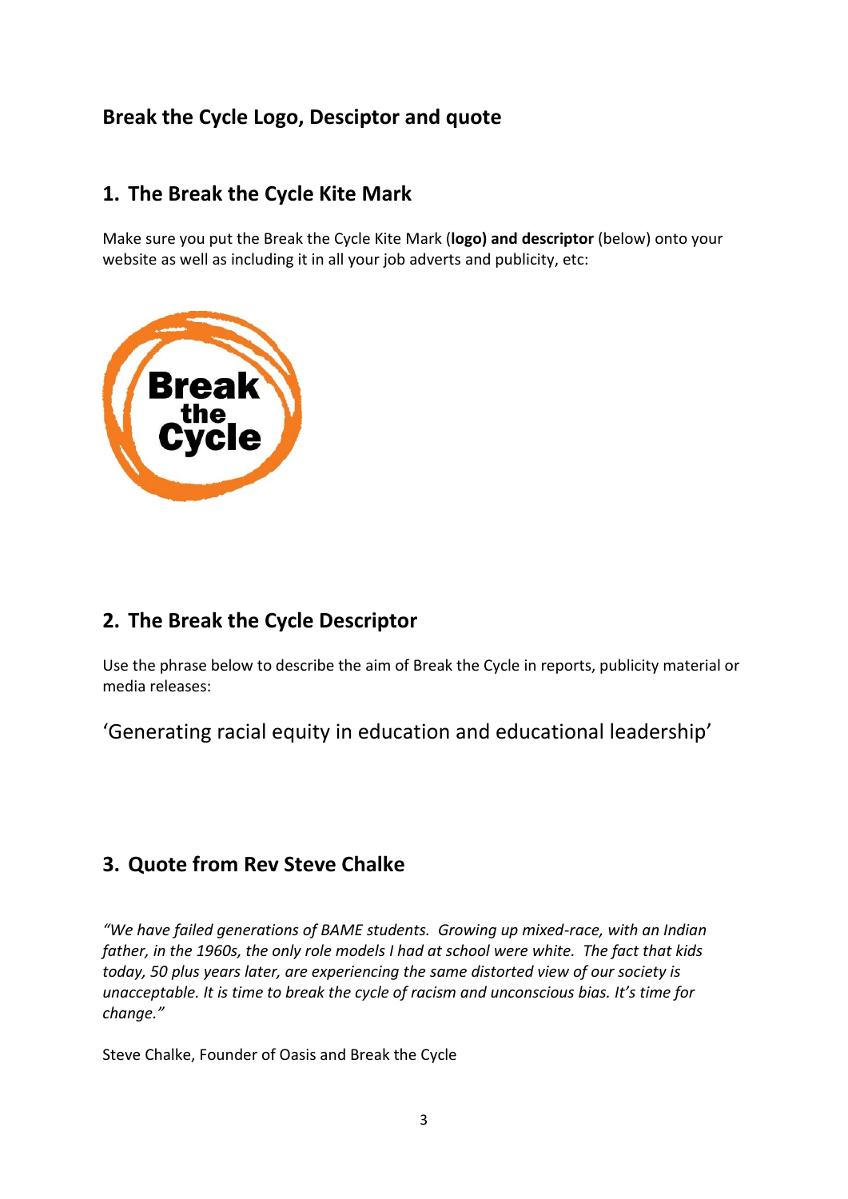## Break the Cycle Logo, Desciptor and quote

### 1. The Break the Cycle Kite Mark

Make sure you put the Break the Cycle Kite Mark (**logo) and descriptor** (below) onto your website as well as including it in all your job adverts and publicity, etc:

Break the Cycle

### 2. The Break the Cycle Descriptor

Use the phrase below to describe the aim of Break the Cycle in reports, publicity material or media releases:

'Generating racial equity in education and educational leadership'

### 3. Quote from Rev Steve Chalke

*"We have failed generations of BAME students. Growing up mixed-race, with an Indian father, in the 1960s, the only role models I had at school were white. The fact that kids today, 50 plus years later, are experiencing the same distorted view of our society is unacceptable. It is time to break the cycle of racism and unconscious bias. It's time for change."*

Steve Chalke, Founder of Oasis and Break the Cycle